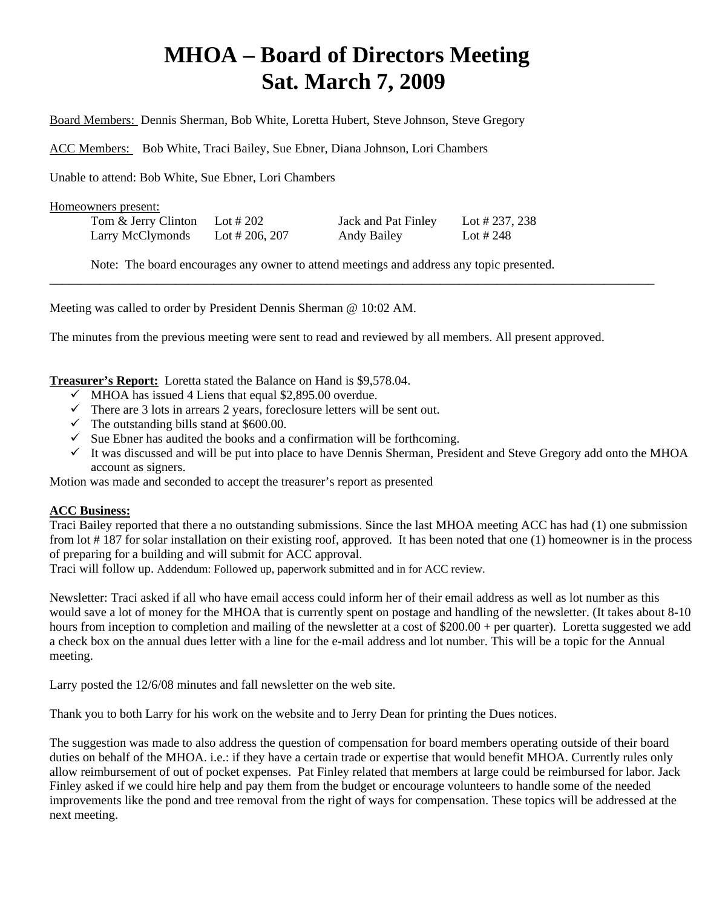# MHOA – Board of Directors Meeting
# Sat. March 7, 2009

Board Members: Dennis Sherman, Bob White, Loretta Hubert, Steve Johnson, Steve Gregory

ACC Members: Bob White, Traci Bailey, Sue Ebner, Diana Johnson, Lori Chambers

Unable to attend: Bob White, Sue Ebner, Lori Chambers

Homeowners present:

| | | | |
|---|---|---|---|
| Tom & Jerry Clinton | Lot # 202 | Jack and Pat Finley | Lot # 237, 238 |
| Larry McClymonds | Lot # 206, 207 | Andy Bailey | Lot # 248 |

Note: The board encourages any owner to attend meetings and address any topic presented.

---

Meeting was called to order by President Dennis Sherman @ 10:02 AM.

The minutes from the previous meeting were sent to read and reviewed by all members. All present approved.

**Treasurer's Report:** Loretta stated the Balance on Hand is $9,578.04.

- ✓ MHOA has issued 4 Liens that equal $2,895.00 overdue.
- ✓ There are 3 lots in arrears 2 years, foreclosure letters will be sent out.
- ✓ The outstanding bills stand at $600.00.
- ✓ Sue Ebner has audited the books and a confirmation will be forthcoming.
- ✓ It was discussed and will be put into place to have Dennis Sherman, President and Steve Gregory add onto the MHOA account as signers.

Motion was made and seconded to accept the treasurer's report as presented

**ACC Business:**

Traci Bailey reported that there a no outstanding submissions. Since the last MHOA meeting ACC has had (1) one submission from lot # 187 for solar installation on their existing roof, approved. It has been noted that one (1) homeowner is in the process of preparing for a building and will submit for ACC approval.

Traci will follow up. Addendum: Followed up, paperwork submitted and in for ACC review.

Newsletter: Traci asked if all who have email access could inform her of their email address as well as lot number as this would save a lot of money for the MHOA that is currently spent on postage and handling of the newsletter. (It takes about 8-10 hours from inception to completion and mailing of the newsletter at a cost of $200.00 + per quarter). Loretta suggested we add a check box on the annual dues letter with a line for the e-mail address and lot number. This will be a topic for the Annual meeting.

Larry posted the 12/6/08 minutes and fall newsletter on the web site.

Thank you to both Larry for his work on the website and to Jerry Dean for printing the Dues notices.

The suggestion was made to also address the question of compensation for board members operating outside of their board duties on behalf of the MHOA. i.e.: if they have a certain trade or expertise that would benefit MHOA. Currently rules only allow reimbursement of out of pocket expenses. Pat Finley related that members at large could be reimbursed for labor. Jack Finley asked if we could hire help and pay them from the budget or encourage volunteers to handle some of the needed improvements like the pond and tree removal from the right of ways for compensation. These topics will be addressed at the next meeting.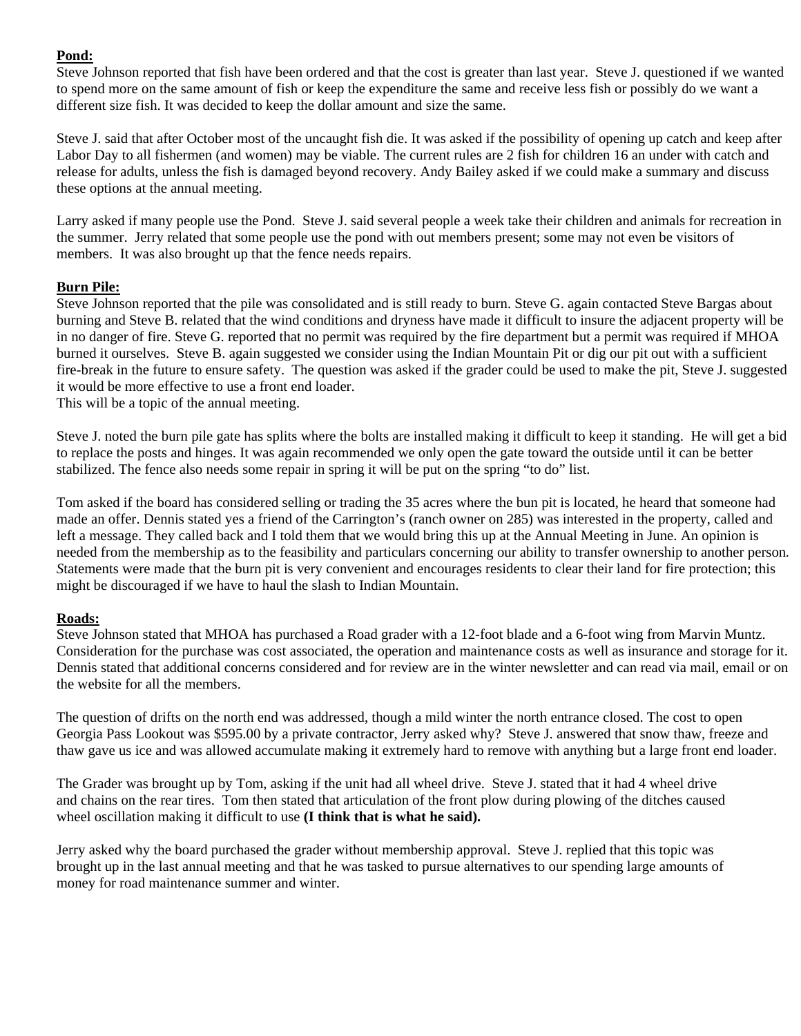**Pond:**
Steve Johnson reported that fish have been ordered and that the cost is greater than last year. Steve J. questioned if we wanted to spend more on the same amount of fish or keep the expenditure the same and receive less fish or possibly do we want a different size fish. It was decided to keep the dollar amount and size the same.

Steve J. said that after October most of the uncaught fish die. It was asked if the possibility of opening up catch and keep after Labor Day to all fishermen (and women) may be viable. The current rules are 2 fish for children 16 an under with catch and release for adults, unless the fish is damaged beyond recovery. Andy Bailey asked if we could make a summary and discuss these options at the annual meeting.

Larry asked if many people use the Pond. Steve J. said several people a week take their children and animals for recreation in the summer. Jerry related that some people use the pond with out members present; some may not even be visitors of members. It was also brought up that the fence needs repairs.

**Burn Pile:**
Steve Johnson reported that the pile was consolidated and is still ready to burn. Steve G. again contacted Steve Bargas about burning and Steve B. related that the wind conditions and dryness have made it difficult to insure the adjacent property will be in no danger of fire. Steve G. reported that no permit was required by the fire department but a permit was required if MHOA burned it ourselves. Steve B. again suggested we consider using the Indian Mountain Pit or dig our pit out with a sufficient fire-break in the future to ensure safety. The question was asked if the grader could be used to make the pit, Steve J. suggested it would be more effective to use a front end loader.
This will be a topic of the annual meeting.

Steve J. noted the burn pile gate has splits where the bolts are installed making it difficult to keep it standing. He will get a bid to replace the posts and hinges. It was again recommended we only open the gate toward the outside until it can be better stabilized. The fence also needs some repair in spring it will be put on the spring "to do" list.

Tom asked if the board has considered selling or trading the 35 acres where the bun pit is located, he heard that someone had made an offer. Dennis stated yes a friend of the Carrington's (ranch owner on 285) was interested in the property, called and left a message. They called back and I told them that we would bring this up at the Annual Meeting in June. An opinion is needed from the membership as to the feasibility and particulars concerning our ability to transfer ownership to another person. Statements were made that the burn pit is very convenient and encourages residents to clear their land for fire protection; this might be discouraged if we have to haul the slash to Indian Mountain.

**Roads:**
Steve Johnson stated that MHOA has purchased a Road grader with a 12-foot blade and a 6-foot wing from Marvin Muntz. Consideration for the purchase was cost associated, the operation and maintenance costs as well as insurance and storage for it. Dennis stated that additional concerns considered and for review are in the winter newsletter and can read via mail, email or on the website for all the members.

The question of drifts on the north end was addressed, though a mild winter the north entrance closed. The cost to open Georgia Pass Lookout was $595.00 by a private contractor, Jerry asked why? Steve J. answered that snow thaw, freeze and thaw gave us ice and was allowed accumulate making it extremely hard to remove with anything but a large front end loader.

The Grader was brought up by Tom, asking if the unit had all wheel drive. Steve J. stated that it had 4 wheel drive and chains on the rear tires. Tom then stated that articulation of the front plow during plowing of the ditches caused wheel oscillation making it difficult to use **(I think that is what he said).**

Jerry asked why the board purchased the grader without membership approval. Steve J. replied that this topic was brought up in the last annual meeting and that he was tasked to pursue alternatives to our spending large amounts of money for road maintenance summer and winter.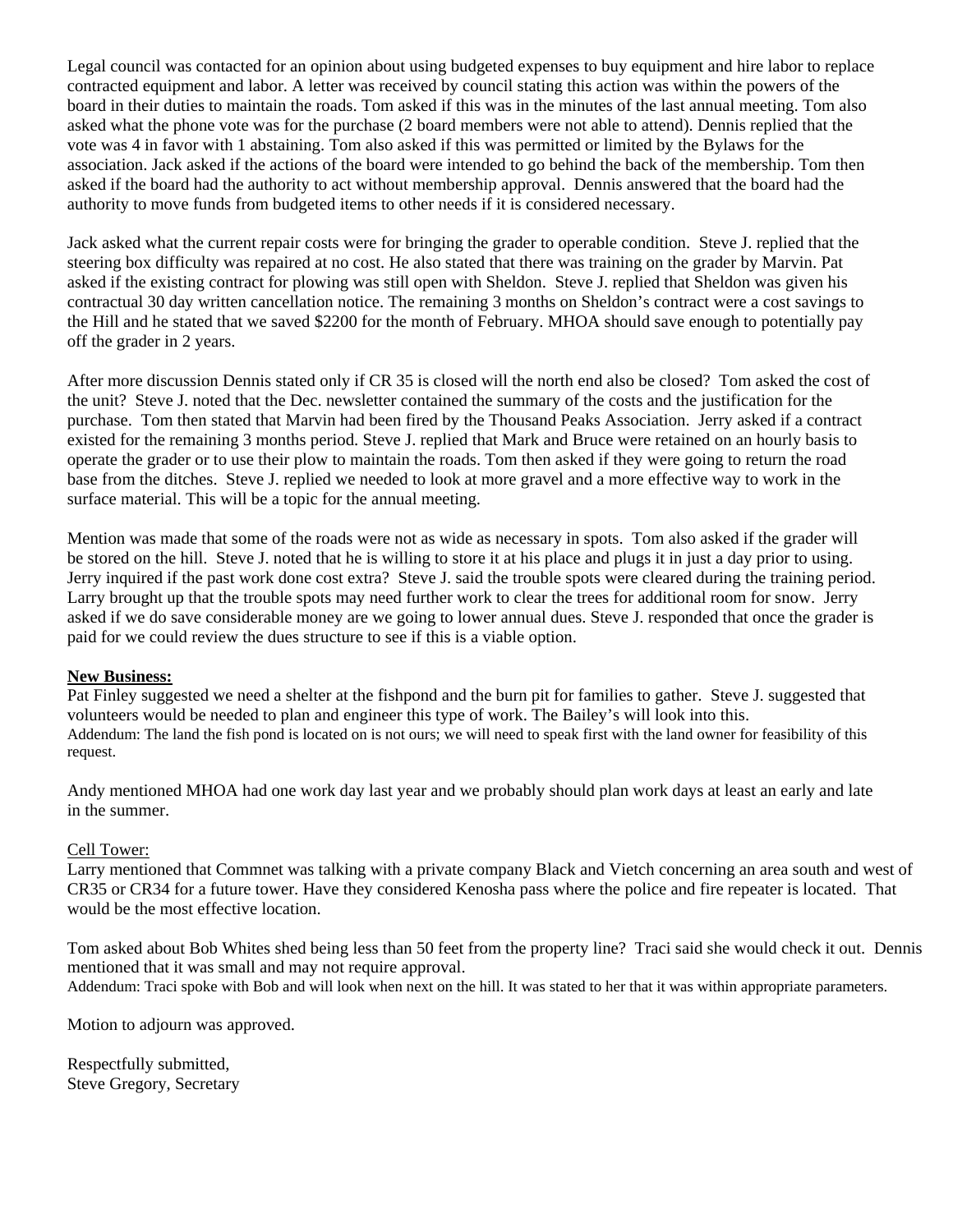Legal council was contacted for an opinion about using budgeted expenses to buy equipment and hire labor to replace contracted equipment and labor. A letter was received by council stating this action was within the powers of the board in their duties to maintain the roads. Tom asked if this was in the minutes of the last annual meeting. Tom also asked what the phone vote was for the purchase (2 board members were not able to attend). Dennis replied that the vote was 4 in favor with 1 abstaining. Tom also asked if this was permitted or limited by the Bylaws for the association. Jack asked if the actions of the board were intended to go behind the back of the membership. Tom then asked if the board had the authority to act without membership approval. Dennis answered that the board had the authority to move funds from budgeted items to other needs if it is considered necessary.

Jack asked what the current repair costs were for bringing the grader to operable condition. Steve J. replied that the steering box difficulty was repaired at no cost. He also stated that there was training on the grader by Marvin. Pat asked if the existing contract for plowing was still open with Sheldon. Steve J. replied that Sheldon was given his contractual 30 day written cancellation notice. The remaining 3 months on Sheldon's contract were a cost savings to the Hill and he stated that we saved $2200 for the month of February. MHOA should save enough to potentially pay off the grader in 2 years.

After more discussion Dennis stated only if CR 35 is closed will the north end also be closed? Tom asked the cost of the unit? Steve J. noted that the Dec. newsletter contained the summary of the costs and the justification for the purchase. Tom then stated that Marvin had been fired by the Thousand Peaks Association. Jerry asked if a contract existed for the remaining 3 months period. Steve J. replied that Mark and Bruce were retained on an hourly basis to operate the grader or to use their plow to maintain the roads. Tom then asked if they were going to return the road base from the ditches. Steve J. replied we needed to look at more gravel and a more effective way to work in the surface material. This will be a topic for the annual meeting.

Mention was made that some of the roads were not as wide as necessary in spots. Tom also asked if the grader will be stored on the hill. Steve J. noted that he is willing to store it at his place and plugs it in just a day prior to using. Jerry inquired if the past work done cost extra? Steve J. said the trouble spots were cleared during the training period. Larry brought up that the trouble spots may need further work to clear the trees for additional room for snow. Jerry asked if we do save considerable money are we going to lower annual dues. Steve J. responded that once the grader is paid for we could review the dues structure to see if this is a viable option.

**New Business:**

Pat Finley suggested we need a shelter at the fishpond and the burn pit for families to gather. Steve J. suggested that volunteers would be needed to plan and engineer this type of work. The Bailey's will look into this.
Addendum: The land the fish pond is located on is not ours; we will need to speak first with the land owner for feasibility of this request.

Andy mentioned MHOA had one work day last year and we probably should plan work days at least an early and late in the summer.

Cell Tower:

Larry mentioned that Commnet was talking with a private company Black and Vietch concerning an area south and west of CR35 or CR34 for a future tower. Have they considered Kenosha pass where the police and fire repeater is located. That would be the most effective location.

Tom asked about Bob Whites shed being less than 50 feet from the property line? Traci said she would check it out. Dennis mentioned that it was small and may not require approval.
Addendum: Traci spoke with Bob and will look when next on the hill. It was stated to her that it was within appropriate parameters.

Motion to adjourn was approved.

Respectfully submitted,
Steve Gregory, Secretary